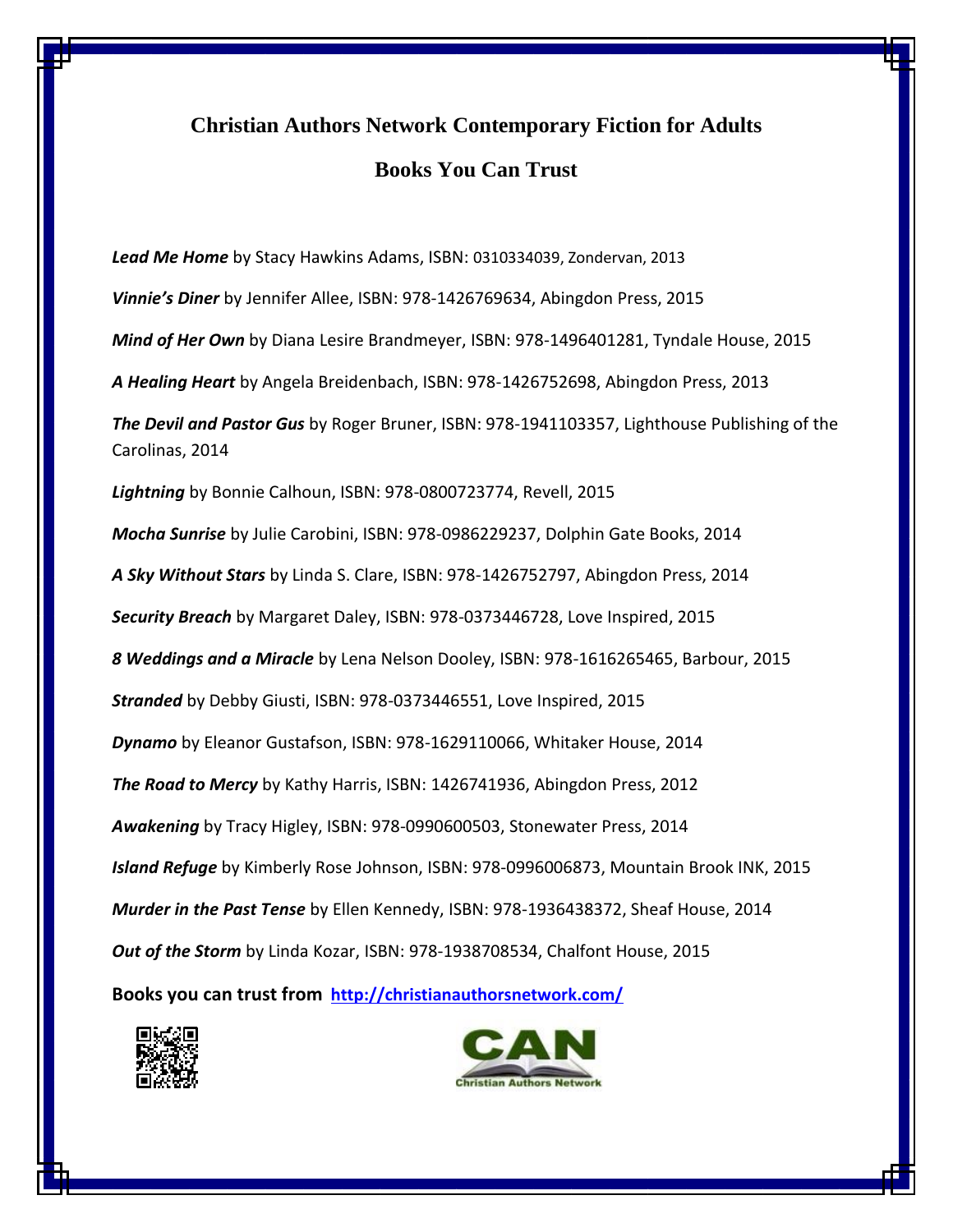# Christian Authors Network Contemporary Fiction for Adults

## Books You Can Trust

***Lead Me Home*** by Stacy Hawkins Adams, ISBN: 0310334039, Zondervan, 2013

***Vinnie's Diner*** by Jennifer Allee, ISBN: 978-1426769634, Abingdon Press, 2015

***Mind of Her Own*** by Diana Lesire Brandmeyer, ISBN: 978-1496401281, Tyndale House, 2015

***A Healing Heart*** by Angela Breidenbach, ISBN: 978-1426752698, Abingdon Press, 2013

***The Devil and Pastor Gus*** by Roger Bruner, ISBN: 978-1941103357, Lighthouse Publishing of the Carolinas, 2014

***Lightning*** by Bonnie Calhoun, ISBN: 978-0800723774, Revell, 2015

***Mocha Sunrise*** by Julie Carobini, ISBN: 978-0986229237, Dolphin Gate Books, 2014

***A Sky Without Stars*** by Linda S. Clare, ISBN: 978-1426752797, Abingdon Press, 2014

***Security Breach*** by Margaret Daley, ISBN: 978-0373446728, Love Inspired, 2015

***8 Weddings and a Miracle*** by Lena Nelson Dooley, ISBN: 978-1616265465, Barbour, 2015

***Stranded*** by Debby Giusti, ISBN: 978-0373446551, Love Inspired, 2015

***Dynamo*** by Eleanor Gustafson, ISBN: 978-1629110066, Whitaker House, 2014

***The Road to Mercy*** by Kathy Harris, ISBN: 1426741936, Abingdon Press, 2012

***Awakening*** by Tracy Higley, ISBN: 978-0990600503, Stonewater Press, 2014

***Island Refuge*** by Kimberly Rose Johnson, ISBN: 978-0996006873, Mountain Brook INK, 2015

***Murder in the Past Tense*** by Ellen Kennedy, ISBN: 978-1936438372, Sheaf House, 2014

***Out of the Storm*** by Linda Kozar, ISBN: 978-1938708534, Chalfont House, 2015

**Books you can trust from [http://christianauthorsnetwork.com/](http://christianauthorsnetwork.com/)**

CAN
Christian Authors Network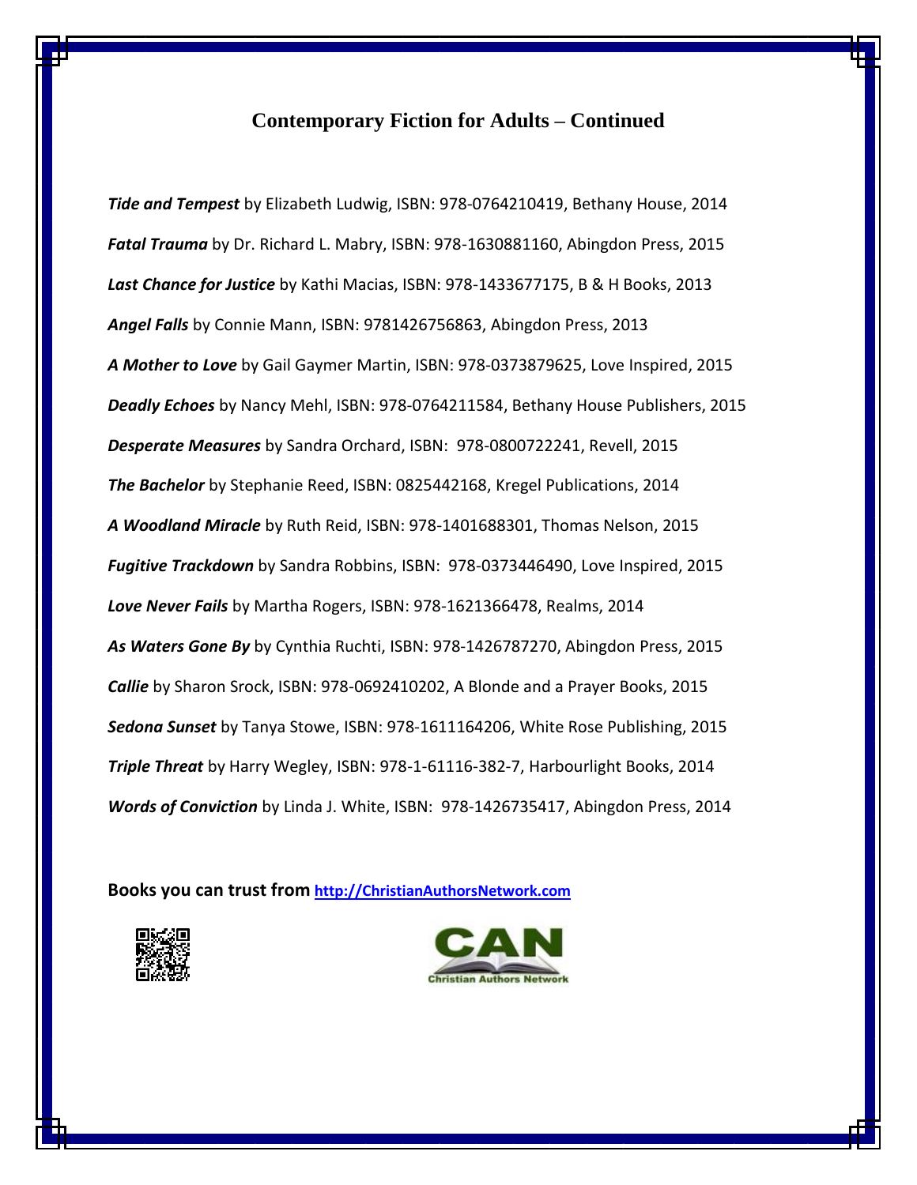## Contemporary Fiction for Adults – Continued

***Tide and Tempest*** by Elizabeth Ludwig, ISBN: 978-0764210419, Bethany House, 2014

***Fatal Trauma*** by Dr. Richard L. Mabry, ISBN: 978-1630881160, Abingdon Press, 2015

***Last Chance for Justice*** by Kathi Macias, ISBN: 978-1433677175, B & H Books, 2013

***Angel Falls*** by Connie Mann, ISBN: 9781426756863, Abingdon Press, 2013

***A Mother to Love*** by Gail Gaymer Martin, ISBN: 978-0373879625, Love Inspired, 2015

***Deadly Echoes*** by Nancy Mehl, ISBN: 978-0764211584, Bethany House Publishers, 2015

***Desperate Measures*** by Sandra Orchard, ISBN: 978-0800722241, Revell, 2015

***The Bachelor*** by Stephanie Reed, ISBN: 0825442168, Kregel Publications, 2014

***A Woodland Miracle*** by Ruth Reid, ISBN: 978-1401688301, Thomas Nelson, 2015

***Fugitive Trackdown*** by Sandra Robbins, ISBN: 978-0373446490, Love Inspired, 2015

***Love Never Fails*** by Martha Rogers, ISBN: 978-1621366478, Realms, 2014

***As Waters Gone By*** by Cynthia Ruchti, ISBN: 978-1426787270, Abingdon Press, 2015

***Callie*** by Sharon Srock, ISBN: 978-0692410202, A Blonde and a Prayer Books, 2015

***Sedona Sunset*** by Tanya Stowe, ISBN: 978-1611164206, White Rose Publishing, 2015

***Triple Threat*** by Harry Wegley, ISBN: 978-1-61116-382-7, Harbourlight Books, 2014

***Words of Conviction*** by Linda J. White, ISBN: 978-1426735417, Abingdon Press, 2014

**Books you can trust from http://ChristianAuthorsNetwork.com**

CAN
Christian Authors Network